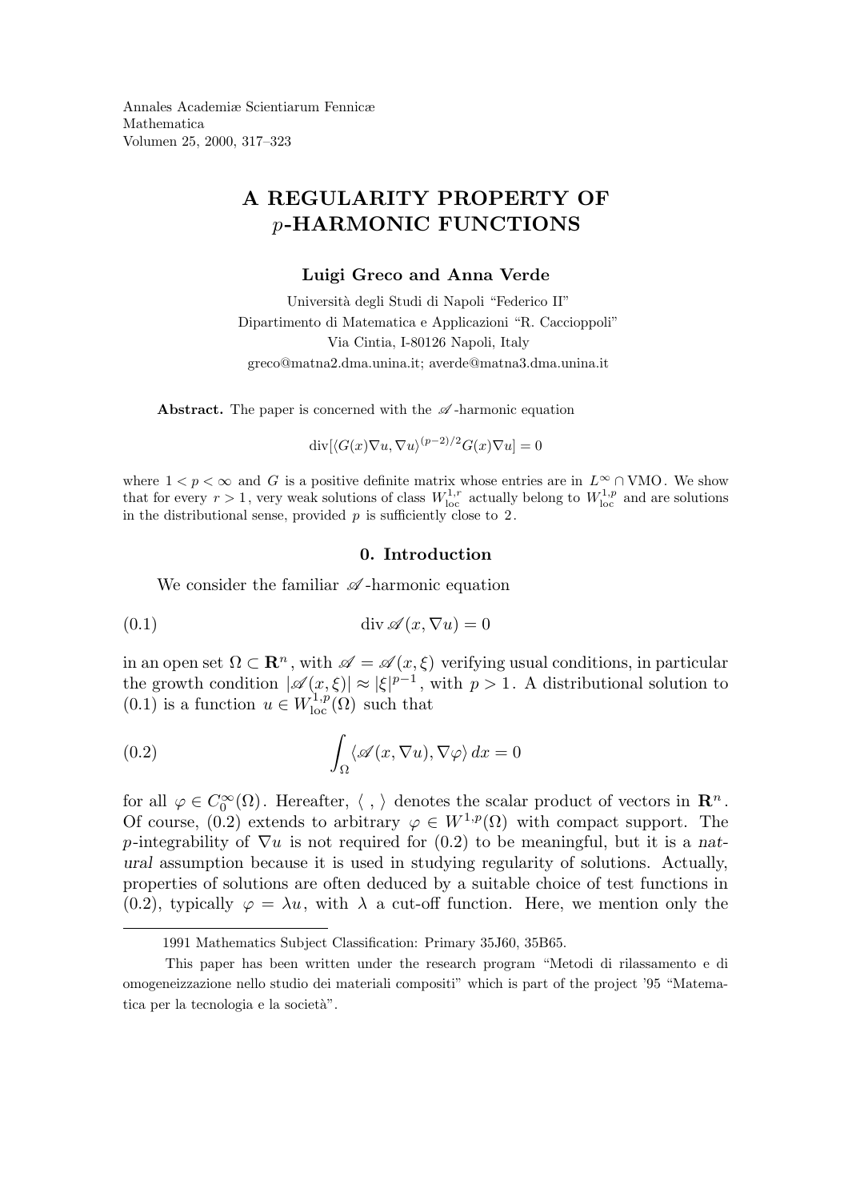Annales Academiæ Scientiarum Fennicæ
Mathematica
Volumen 25, 2000, 317–323

# A REGULARITY PROPERTY OF $p$-HARMONIC FUNCTIONS

**Luigi Greco and Anna Verde**

Università degli Studi di Napoli "Federico II"
Dipartimento di Matematica e Applicazioni "R. Caccioppoli"
Via Cintia, I-80126 Napoli, Italy
greco@matna2.dma.unina.it; averde@matna3.dma.unina.it

**Abstract.** The paper is concerned with the $\mathscr{A}$-harmonic equation

$$\operatorname{div}[\langle G(x)\nabla u, \nabla u\rangle^{(p-2)/2} G(x)\nabla u] = 0$$

where $1 < p < \infty$ and $G$ is a positive definite matrix whose entries are in $L^\infty \cap \mathrm{VMO}$. We show that for every $r > 1$, very weak solutions of class $W^{1,r}_{\mathrm{loc}}$ actually belong to $W^{1,p}_{\mathrm{loc}}$ and are solutions in the distributional sense, provided $p$ is sufficiently close to $2$.

## 0. Introduction

We consider the familiar $\mathscr{A}$-harmonic equation

$$\operatorname{div} \mathscr{A}(x, \nabla u) = 0 \tag{0.1}$$

in an open set $\Omega \subset \mathbf{R}^n$, with $\mathscr{A} = \mathscr{A}(x,\xi)$ verifying usual conditions, in particular the growth condition $|\mathscr{A}(x,\xi)| \approx |\xi|^{p-1}$, with $p > 1$. A distributional solution to (0.1) is a function $u \in W^{1,p}_{\mathrm{loc}}(\Omega)$ such that

$$\int_\Omega \langle \mathscr{A}(x, \nabla u), \nabla \varphi\rangle \, dx = 0 \tag{0.2}$$

for all $\varphi \in C_0^\infty(\Omega)$. Hereafter, $\langle \; , \; \rangle$ denotes the scalar product of vectors in $\mathbf{R}^n$. Of course, (0.2) extends to arbitrary $\varphi \in W^{1,p}(\Omega)$ with compact support. The $p$-integrability of $\nabla u$ is not required for (0.2) to be meaningful, but it is a *natural* assumption because it is used in studying regularity of solutions. Actually, properties of solutions are often deduced by a suitable choice of test functions in (0.2), typically $\varphi = \lambda u$, with $\lambda$ a cut-off function. Here, we mention only the

1991 Mathematics Subject Classification: Primary 35J60, 35B65.

This paper has been written under the research program "Metodi di rilassamento e di omogeneizzazione nello studio dei materiali compositi" which is part of the project '95 "Matematica per la tecnologia e la società".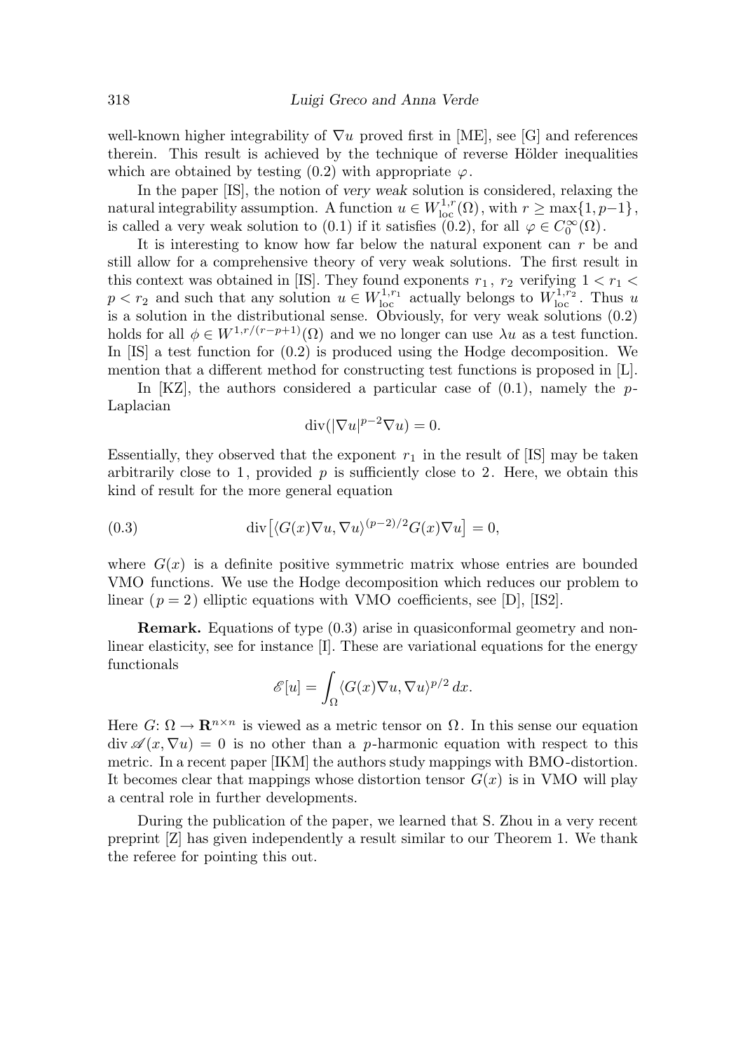well-known higher integrability of $\nabla u$ proved first in [ME], see [G] and references therein. This result is achieved by the technique of reverse Hölder inequalities which are obtained by testing (0.2) with appropriate $\varphi$.

In the paper [IS], the notion of *very weak* solution is considered, relaxing the natural integrability assumption. A function $u \in W^{1,r}_{\mathrm{loc}}(\Omega)$, with $r \geq \max\{1, p-1\}$, is called a very weak solution to (0.1) if it satisfies (0.2), for all $\varphi \in C_0^\infty(\Omega)$.

It is interesting to know how far below the natural exponent can $r$ be and still allow for a comprehensive theory of very weak solutions. The first result in this context was obtained in [IS]. They found exponents $r_1$, $r_2$ verifying $1 < r_1 < p < r_2$ and such that any solution $u \in W^{1,r_1}_{\mathrm{loc}}$ actually belongs to $W^{1,r_2}_{\mathrm{loc}}$. Thus $u$ is a solution in the distributional sense. Obviously, for very weak solutions (0.2) holds for all $\phi \in W^{1,r/(r-p+1)}(\Omega)$ and we no longer can use $\lambda u$ as a test function. In [IS] a test function for (0.2) is produced using the Hodge decomposition. We mention that a different method for constructing test functions is proposed in [L].

In [KZ], the authors considered a particular case of (0.1), namely the $p$-Laplacian

$$\operatorname{div}(|\nabla u|^{p-2}\nabla u) = 0.$$

Essentially, they observed that the exponent $r_1$ in the result of [IS] may be taken arbitrarily close to $1$, provided $p$ is sufficiently close to $2$. Here, we obtain this kind of result for the more general equation

$$\operatorname{div}\big[\langle G(x)\nabla u, \nabla u\rangle^{(p-2)/2} G(x)\nabla u\big] = 0, \tag{0.3}$$

where $G(x)$ is a definite positive symmetric matrix whose entries are bounded VMO functions. We use the Hodge decomposition which reduces our problem to linear ($p = 2$) elliptic equations with VMO coefficients, see [D], [IS2].

**Remark.** Equations of type (0.3) arise in quasiconformal geometry and nonlinear elasticity, see for instance [I]. These are variational equations for the energy functionals

$$\mathscr{E}[u] = \int_\Omega \langle G(x)\nabla u, \nabla u\rangle^{p/2}\, dx.$$

Here $G\colon \Omega \to \mathbf{R}^{n\times n}$ is viewed as a metric tensor on $\Omega$. In this sense our equation $\operatorname{div} \mathscr{A}(x, \nabla u) = 0$ is no other than a $p$-harmonic equation with respect to this metric. In a recent paper [IKM] the authors study mappings with BMO-distortion. It becomes clear that mappings whose distortion tensor $G(x)$ is in VMO will play a central role in further developments.

During the publication of the paper, we learned that S. Zhou in a very recent preprint [Z] has given independently a result similar to our Theorem 1. We thank the referee for pointing this out.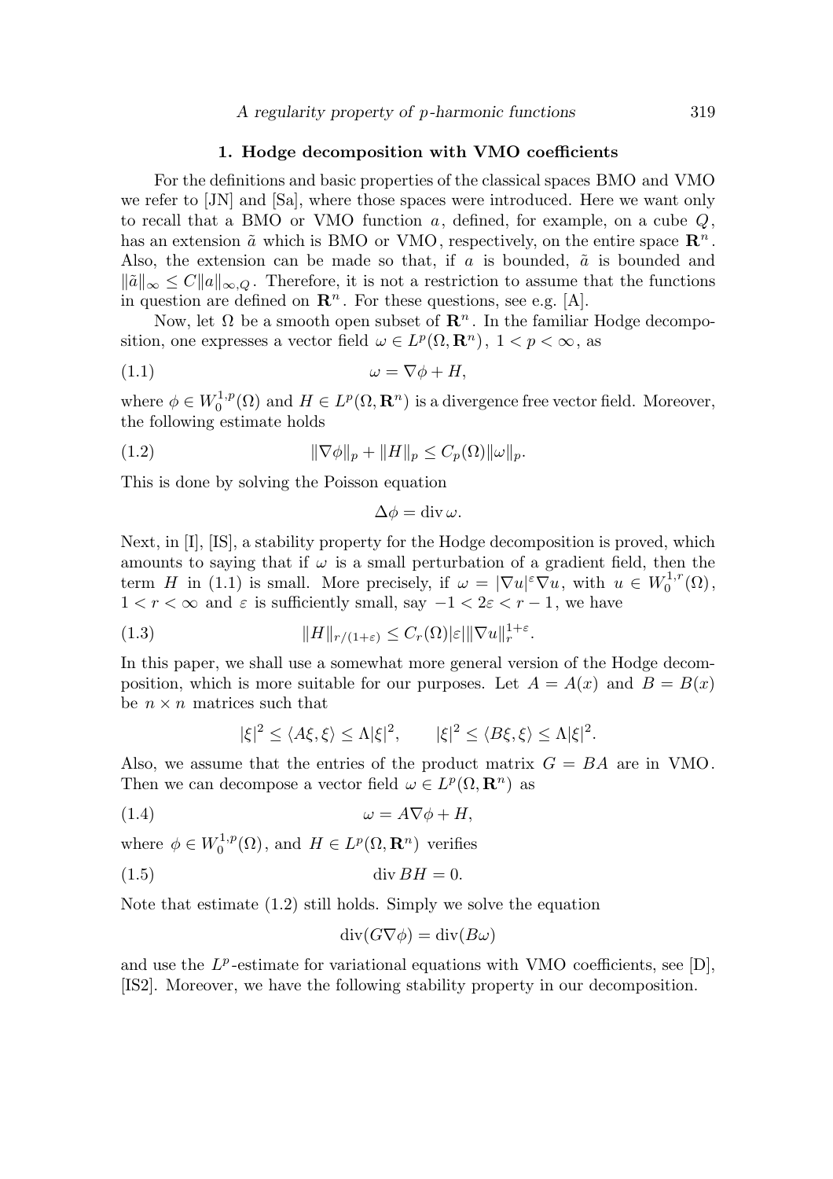## 1. Hodge decomposition with VMO coefficients

For the definitions and basic properties of the classical spaces BMO and VMO we refer to [JN] and [Sa], where those spaces were introduced. Here we want only to recall that a BMO or VMO function $a$, defined, for example, on a cube $Q$, has an extension $\tilde{a}$ which is BMO or VMO, respectively, on the entire space $\mathbf{R}^n$. Also, the extension can be made so that, if $a$ is bounded, $\tilde{a}$ is bounded and $\|\tilde{a}\|_\infty \le C\|a\|_{\infty,Q}$. Therefore, it is not a restriction to assume that the functions in question are defined on $\mathbf{R}^n$. For these questions, see e.g. [A].

Now, let $\Omega$ be a smooth open subset of $\mathbf{R}^n$. In the familiar Hodge decomposition, one expresses a vector field $\omega \in L^p(\Omega, \mathbf{R}^n)$, $1 < p < \infty$, as

$$\omega = \nabla\phi + H, \tag{1.1}$$

where $\phi \in W_0^{1,p}(\Omega)$ and $H \in L^p(\Omega, \mathbf{R}^n)$ is a divergence free vector field. Moreover, the following estimate holds

$$\|\nabla\phi\|_p + \|H\|_p \le C_p(\Omega)\|\omega\|_p. \tag{1.2}$$

This is done by solving the Poisson equation

$$\Delta\phi = \operatorname{div}\omega.$$

Next, in [I], [IS], a stability property for the Hodge decomposition is proved, which amounts to saying that if $\omega$ is a small perturbation of a gradient field, then the term $H$ in (1.1) is small. More precisely, if $\omega = |\nabla u|^\varepsilon \nabla u$, with $u \in W_0^{1,r}(\Omega)$, $1 < r < \infty$ and $\varepsilon$ is sufficiently small, say $-1 < 2\varepsilon < r - 1$, we have

$$\|H\|_{r/(1+\varepsilon)} \le C_r(\Omega)|\varepsilon| \|\nabla u\|_r^{1+\varepsilon}. \tag{1.3}$$

In this paper, we shall use a somewhat more general version of the Hodge decomposition, which is more suitable for our purposes. Let $A = A(x)$ and $B = B(x)$ be $n \times n$ matrices such that

$$|\xi|^2 \le \langle A\xi, \xi\rangle \le \Lambda|\xi|^2, \qquad |\xi|^2 \le \langle B\xi, \xi\rangle \le \Lambda|\xi|^2.$$

Also, we assume that the entries of the product matrix $G = BA$ are in VMO. Then we can decompose a vector field $\omega \in L^p(\Omega, \mathbf{R}^n)$ as

$$\omega = A\nabla\phi + H, \tag{1.4}$$

where $\phi \in W_0^{1,p}(\Omega)$, and $H \in L^p(\Omega, \mathbf{R}^n)$ verifies

$$\operatorname{div} BH = 0. \tag{1.5}$$

Note that estimate (1.2) still holds. Simply we solve the equation

$$\operatorname{div}(G\nabla\phi) = \operatorname{div}(B\omega)$$

and use the $L^p$-estimate for variational equations with VMO coefficients, see [D], [IS2]. Moreover, we have the following stability property in our decomposition.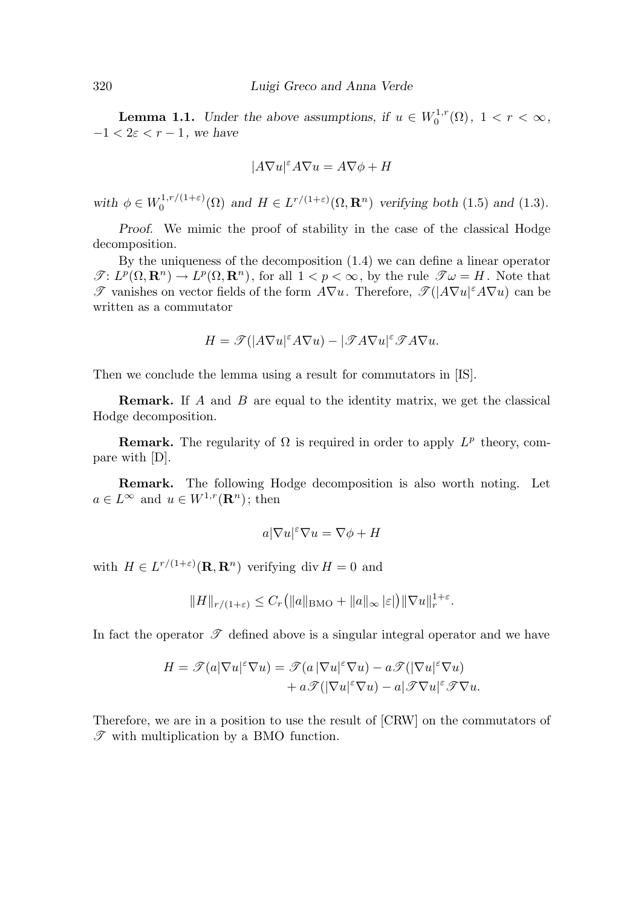**Lemma 1.1.** *Under the above assumptions, if $u \in W_0^{1,r}(\Omega)$, $1 < r < \infty$, $-1 < 2\varepsilon < r - 1$, we have*

$$|A\nabla u|^{\varepsilon} A\nabla u = A\nabla\phi + H$$

*with $\phi \in W_0^{1,r/(1+\varepsilon)}(\Omega)$ and $H \in L^{r/(1+\varepsilon)}(\Omega, \mathbf{R}^n)$ verifying both* (1.5) *and* (1.3).

*Proof.* We mimic the proof of stability in the case of the classical Hodge decomposition.

By the uniqueness of the decomposition (1.4) we can define a linear operator $\mathscr{T}\colon L^p(\Omega, \mathbf{R}^n) \to L^p(\Omega, \mathbf{R}^n)$, for all $1 < p < \infty$, by the rule $\mathscr{T}\omega = H$. Note that $\mathscr{T}$ vanishes on vector fields of the form $A\nabla u$. Therefore, $\mathscr{T}(|A\nabla u|^{\varepsilon} A\nabla u)$ can be written as a commutator

$$H = \mathscr{T}(|A\nabla u|^{\varepsilon} A\nabla u) - |\mathscr{T} A\nabla u|^{\varepsilon} \mathscr{T} A\nabla u.$$

Then we conclude the lemma using a result for commutators in [IS].

**Remark.** If $A$ and $B$ are equal to the identity matrix, we get the classical Hodge decomposition.

**Remark.** The regularity of $\Omega$ is required in order to apply $L^p$ theory, compare with [D].

**Remark.** The following Hodge decomposition is also worth noting. Let $a \in L^\infty$ and $u \in W^{1,r}(\mathbf{R}^n)$; then

$$a|\nabla u|^{\varepsilon} \nabla u = \nabla\phi + H$$

with $H \in L^{r/(1+\varepsilon)}(\mathbf{R}, \mathbf{R}^n)$ verifying $\operatorname{div} H = 0$ and

$$\|H\|_{r/(1+\varepsilon)} \le C_r\big(\|a\|_{\mathrm{BMO}} + \|a\|_\infty |\varepsilon|\big) \|\nabla u\|_r^{1+\varepsilon}.$$

In fact the operator $\mathscr{T}$ defined above is a singular integral operator and we have

$$\begin{aligned} H = \mathscr{T}(a|\nabla u|^{\varepsilon} \nabla u) &= \mathscr{T}(a\,|\nabla u|^{\varepsilon} \nabla u) - a\mathscr{T}(|\nabla u|^{\varepsilon} \nabla u) \\ &\quad + a\mathscr{T}(|\nabla u|^{\varepsilon} \nabla u) - a|\mathscr{T}\nabla u|^{\varepsilon} \mathscr{T}\nabla u. \end{aligned}$$

Therefore, we are in a position to use the result of [CRW] on the commutators of $\mathscr{T}$ with multiplication by a BMO function.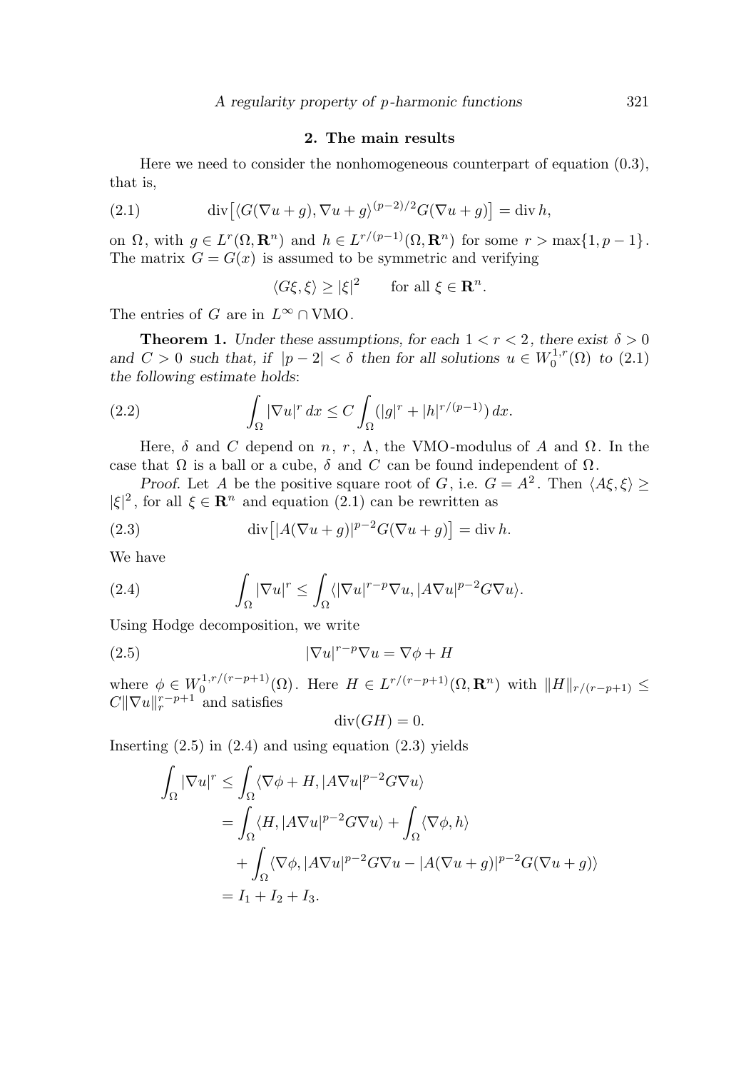## 2. The main results

Here we need to consider the nonhomogeneous counterpart of equation (0.3), that is,

$$\operatorname{div}\big[\langle G(\nabla u + g), \nabla u + g\rangle^{(p-2)/2} G(\nabla u + g)\big] = \operatorname{div} h, \tag{2.1}$$

on $\Omega$, with $g \in L^r(\Omega, \mathbf{R}^n)$ and $h \in L^{r/(p-1)}(\Omega, \mathbf{R}^n)$ for some $r > \max\{1, p-1\}$. The matrix $G = G(x)$ is assumed to be symmetric and verifying

$$\langle G\xi, \xi\rangle \geq |\xi|^2 \qquad \text{for all } \xi \in \mathbf{R}^n.$$

The entries of $G$ are in $L^\infty \cap \mathrm{VMO}$.

**Theorem 1.** *Under these assumptions, for each $1 < r < 2$, there exist $\delta > 0$ and $C > 0$ such that, if $|p - 2| < \delta$ then for all solutions $u \in W_0^{1,r}(\Omega)$ to (2.1) the following estimate holds*:

$$\int_\Omega |\nabla u|^r \, dx \leq C \int_\Omega (|g|^r + |h|^{r/(p-1)}) \, dx. \tag{2.2}$$

Here, $\delta$ and $C$ depend on $n$, $r$, $\Lambda$, the VMO-modulus of $A$ and $\Omega$. In the case that $\Omega$ is a ball or a cube, $\delta$ and $C$ can be found independent of $\Omega$.

*Proof.* Let $A$ be the positive square root of $G$, i.e. $G = A^2$. Then $\langle A\xi, \xi\rangle \geq |\xi|^2$, for all $\xi \in \mathbf{R}^n$ and equation (2.1) can be rewritten as

$$\operatorname{div}\big[|A(\nabla u + g)|^{p-2} G(\nabla u + g)\big] = \operatorname{div} h. \tag{2.3}$$

We have

$$\int_\Omega |\nabla u|^r \leq \int_\Omega \langle |\nabla u|^{r-p} \nabla u, |A\nabla u|^{p-2} G \nabla u\rangle. \tag{2.4}$$

Using Hodge decomposition, we write

$$|\nabla u|^{r-p} \nabla u = \nabla \phi + H \tag{2.5}$$

where $\phi \in W_0^{1,r/(r-p+1)}(\Omega)$. Here $H \in L^{r/(r-p+1)}(\Omega, \mathbf{R}^n)$ with $\|H\|_{r/(r-p+1)} \leq C\|\nabla u\|_r^{r-p+1}$ and satisfies

$$\operatorname{div}(GH) = 0.$$

Inserting (2.5) in (2.4) and using equation (2.3) yields

$$\begin{aligned}
\int_\Omega |\nabla u|^r &\leq \int_\Omega \langle \nabla\phi + H, |A\nabla u|^{p-2} G\nabla u\rangle \\
&= \int_\Omega \langle H, |A\nabla u|^{p-2} G\nabla u\rangle + \int_\Omega \langle \nabla\phi, h\rangle \\
&\quad + \int_\Omega \langle \nabla\phi, |A\nabla u|^{p-2} G\nabla u - |A(\nabla u + g)|^{p-2} G(\nabla u + g)\rangle \\
&= I_1 + I_2 + I_3.
\end{aligned}$$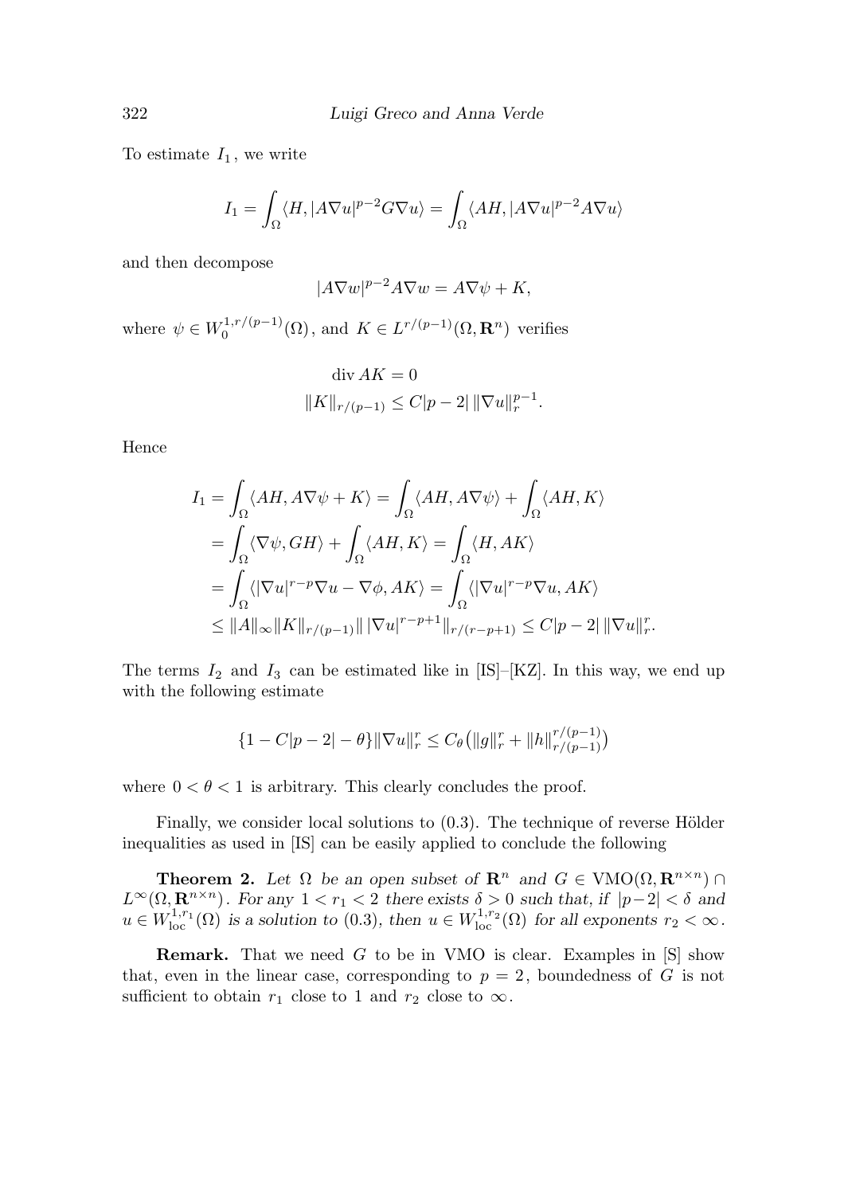To estimate $I_1$, we write

$$I_1 = \int_\Omega \langle H, |A\nabla u|^{p-2} G \nabla u\rangle = \int_\Omega \langle AH, |A\nabla u|^{p-2} A\nabla u\rangle$$

and then decompose

$$|A\nabla w|^{p-2} A\nabla w = A\nabla \psi + K,$$

where $\psi \in W_0^{1,r/(p-1)}(\Omega)$, and $K \in L^{r/(p-1)}(\Omega, \mathbf{R}^n)$ verifies

$$\begin{aligned} \operatorname{div} AK &= 0 \\ \|K\|_{r/(p-1)} &\le C|p-2| \, \|\nabla u\|_r^{p-1}. \end{aligned}$$

Hence

$$\begin{aligned} I_1 &= \int_\Omega \langle AH, A\nabla\psi + K\rangle = \int_\Omega \langle AH, A\nabla\psi\rangle + \int_\Omega \langle AH, K\rangle \\ &= \int_\Omega \langle \nabla\psi, GH\rangle + \int_\Omega \langle AH, K\rangle = \int_\Omega \langle H, AK\rangle \\ &= \int_\Omega \langle |\nabla u|^{r-p}\nabla u - \nabla\phi, AK\rangle = \int_\Omega \langle |\nabla u|^{r-p}\nabla u, AK\rangle \\ &\le \|A\|_\infty \|K\|_{r/(p-1)} \| \, |\nabla u|^{r-p+1}\|_{r/(r-p+1)} \le C|p-2| \, \|\nabla u\|_r^r. \end{aligned}$$

The terms $I_2$ and $I_3$ can be estimated like in [IS]–[KZ]. In this way, we end up with the following estimate

$$\{1 - C|p-2| - \theta\} \|\nabla u\|_r^r \le C_\theta \big(\|g\|_r^r + \|h\|_{r/(p-1)}^{r/(p-1)}\big)$$

where $0 < \theta < 1$ is arbitrary. This clearly concludes the proof.

Finally, we consider local solutions to (0.3). The technique of reverse Hölder inequalities as used in [IS] can be easily applied to conclude the following

**Theorem 2.** *Let $\Omega$ be an open subset of $\mathbf{R}^n$ and $G \in \mathrm{VMO}(\Omega, \mathbf{R}^{n\times n}) \cap L^\infty(\Omega, \mathbf{R}^{n\times n})$. For any $1 < r_1 < 2$ there exists $\delta > 0$ such that, if $|p-2| < \delta$ and $u \in W_{\mathrm{loc}}^{1,r_1}(\Omega)$ is a solution to (0.3), then $u \in W_{\mathrm{loc}}^{1,r_2}(\Omega)$ for all exponents $r_2 < \infty$.*

**Remark.** That we need $G$ to be in VMO is clear. Examples in [S] show that, even in the linear case, corresponding to $p = 2$, boundedness of $G$ is not sufficient to obtain $r_1$ close to 1 and $r_2$ close to $\infty$.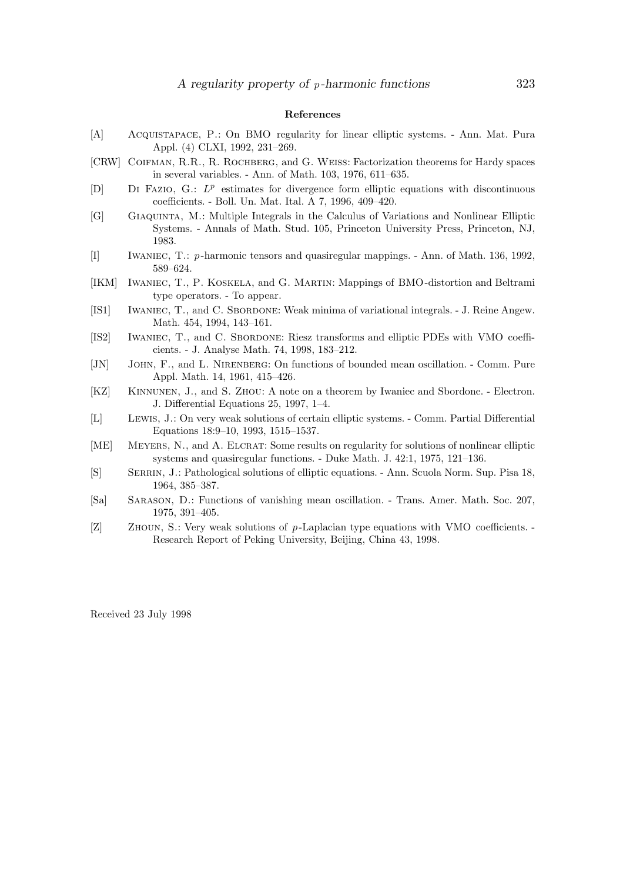## References

[A] Acquistapace, P.: On BMO regularity for linear elliptic systems. - Ann. Mat. Pura Appl. (4) CLXI, 1992, 231–269.

[CRW] Coifman, R.R., R. Rochberg, and G. Weiss: Factorization theorems for Hardy spaces in several variables. - Ann. of Math. 103, 1976, 611–635.

[D] Di Fazio, G.: $L^p$ estimates for divergence form elliptic equations with discontinuous coefficients. - Boll. Un. Mat. Ital. A 7, 1996, 409–420.

[G] Giaquinta, M.: Multiple Integrals in the Calculus of Variations and Nonlinear Elliptic Systems. - Annals of Math. Stud. 105, Princeton University Press, Princeton, NJ, 1983.

[I] Iwaniec, T.: $p$-harmonic tensors and quasiregular mappings. - Ann. of Math. 136, 1992, 589–624.

[IKM] Iwaniec, T., P. Koskela, and G. Martin: Mappings of BMO-distortion and Beltrami type operators. - To appear.

[IS1] Iwaniec, T., and C. Sbordone: Weak minima of variational integrals. - J. Reine Angew. Math. 454, 1994, 143–161.

[IS2] Iwaniec, T., and C. Sbordone: Riesz transforms and elliptic PDEs with VMO coefficients. - J. Analyse Math. 74, 1998, 183–212.

[JN] John, F., and L. Nirenberg: On functions of bounded mean oscillation. - Comm. Pure Appl. Math. 14, 1961, 415–426.

[KZ] Kinnunen, J., and S. Zhou: A note on a theorem by Iwaniec and Sbordone. - Electron. J. Differential Equations 25, 1997, 1–4.

[L] Lewis, J.: On very weak solutions of certain elliptic systems. - Comm. Partial Differential Equations 18:9–10, 1993, 1515–1537.

[ME] Meyers, N., and A. Elcrat: Some results on regularity for solutions of nonlinear elliptic systems and quasiregular functions. - Duke Math. J. 42:1, 1975, 121–136.

[S] Serrin, J.: Pathological solutions of elliptic equations. - Ann. Scuola Norm. Sup. Pisa 18, 1964, 385–387.

[Sa] Sarason, D.: Functions of vanishing mean oscillation. - Trans. Amer. Math. Soc. 207, 1975, 391–405.

[Z] Zhoun, S.: Very weak solutions of $p$-Laplacian type equations with VMO coefficients. - Research Report of Peking University, Beijing, China 43, 1998.

Received 23 July 1998